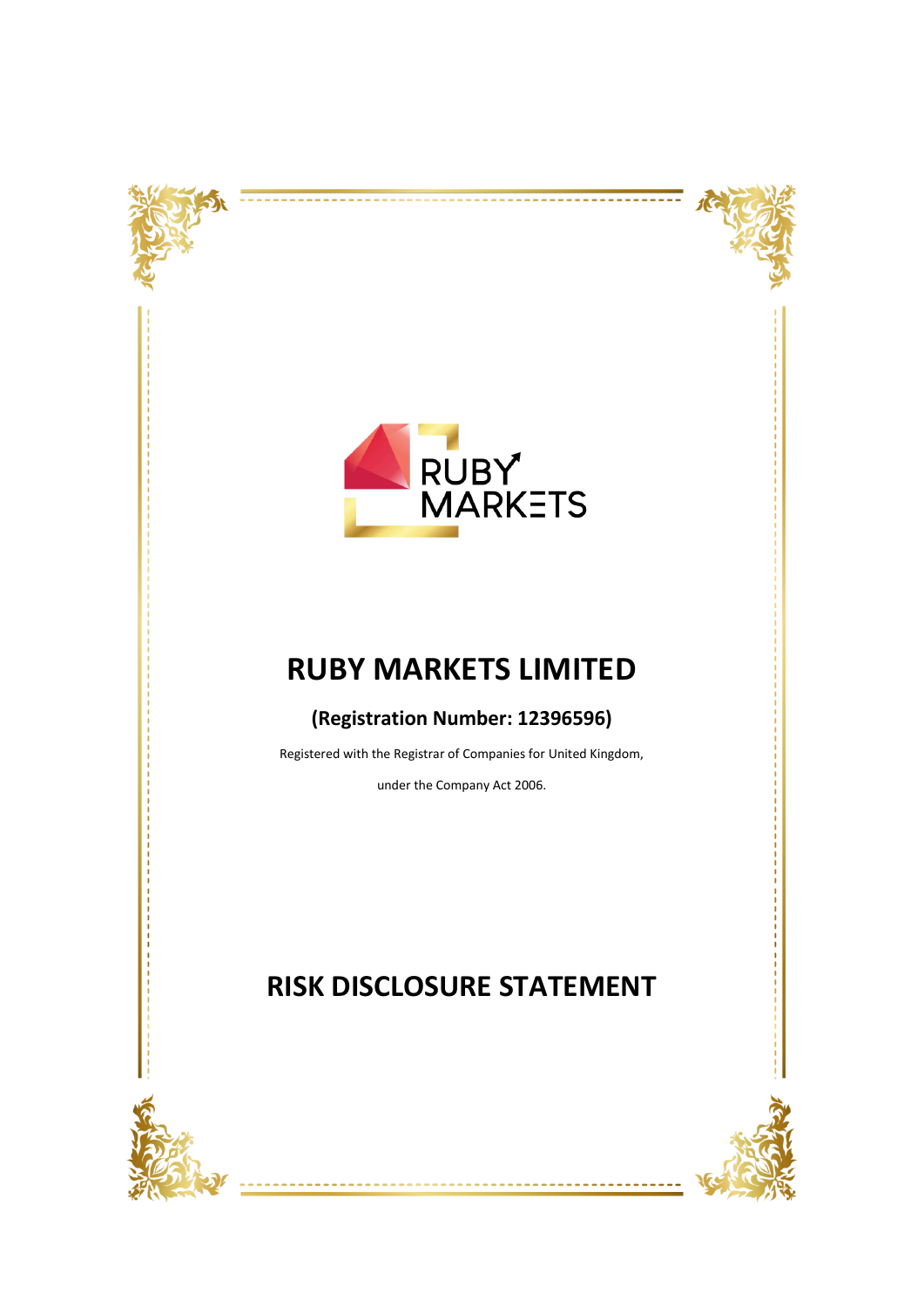RUBY MARKETS

# RUBY MARKETS LIMITED

**(Registration Number: 12396596)**

Registered with the Registrar of Companies for United Kingdom,

under the Company Act 2006.

# RISK DISCLOSURE STATEMENT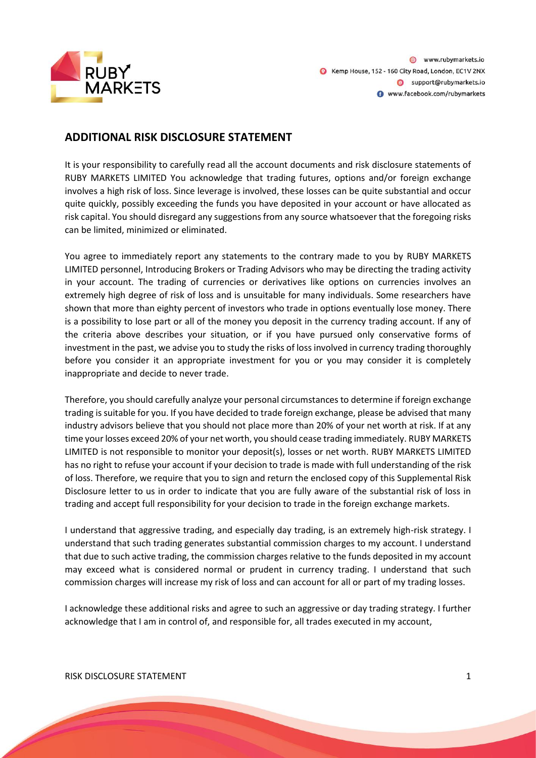## ADDITIONAL RISK DISCLOSURE STATEMENT

It is your responsibility to carefully read all the account documents and risk disclosure statements of RUBY MARKETS LIMITED You acknowledge that trading futures, options and/or foreign exchange involves a high risk of loss. Since leverage is involved, these losses can be quite substantial and occur quite quickly, possibly exceeding the funds you have deposited in your account or have allocated as risk capital. You should disregard any suggestions from any source whatsoever that the foregoing risks can be limited, minimized or eliminated.

You agree to immediately report any statements to the contrary made to you by RUBY MARKETS LIMITED personnel, Introducing Brokers or Trading Advisors who may be directing the trading activity in your account. The trading of currencies or derivatives like options on currencies involves an extremely high degree of risk of loss and is unsuitable for many individuals. Some researchers have shown that more than eighty percent of investors who trade in options eventually lose money. There is a possibility to lose part or all of the money you deposit in the currency trading account. If any of the criteria above describes your situation, or if you have pursued only conservative forms of investment in the past, we advise you to study the risks of loss involved in currency trading thoroughly before you consider it an appropriate investment for you or you may consider it is completely inappropriate and decide to never trade.

Therefore, you should carefully analyze your personal circumstances to determine if foreign exchange trading is suitable for you. If you have decided to trade foreign exchange, please be advised that many industry advisors believe that you should not place more than 20% of your net worth at risk. If at any time your losses exceed 20% of your net worth, you should cease trading immediately. RUBY MARKETS LIMITED is not responsible to monitor your deposit(s), losses or net worth. RUBY MARKETS LIMITED has no right to refuse your account if your decision to trade is made with full understanding of the risk of loss. Therefore, we require that you to sign and return the enclosed copy of this Supplemental Risk Disclosure letter to us in order to indicate that you are fully aware of the substantial risk of loss in trading and accept full responsibility for your decision to trade in the foreign exchange markets.

I understand that aggressive trading, and especially day trading, is an extremely high-risk strategy. I understand that such trading generates substantial commission charges to my account. I understand that due to such active trading, the commission charges relative to the funds deposited in my account may exceed what is considered normal or prudent in currency trading. I understand that such commission charges will increase my risk of loss and can account for all or part of my trading losses.

I acknowledge these additional risks and agree to such an aggressive or day trading strategy. I further acknowledge that I am in control of, and responsible for, all trades executed in my account,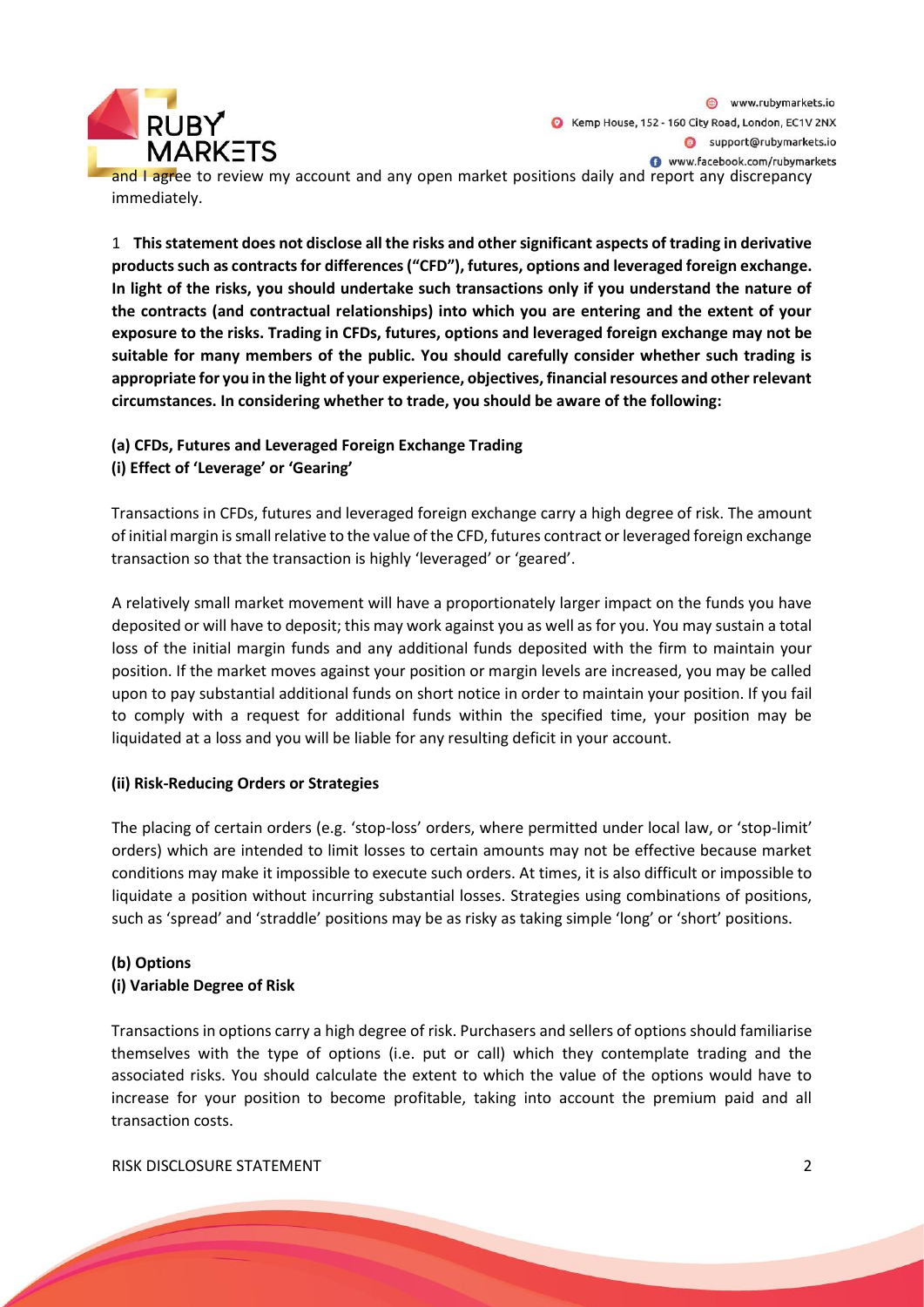and I agree to review my account and any open market positions daily and report any discrepancy immediately.

1 **This statement does not disclose all the risks and other significant aspects of trading in derivative products such as contracts for differences ("CFD"), futures, options and leveraged foreign exchange. In light of the risks, you should undertake such transactions only if you understand the nature of the contracts (and contractual relationships) into which you are entering and the extent of your exposure to the risks. Trading in CFDs, futures, options and leveraged foreign exchange may not be suitable for many members of the public. You should carefully consider whether such trading is appropriate for you in the light of your experience, objectives, financial resources and other relevant circumstances. In considering whether to trade, you should be aware of the following:**

**(a) CFDs, Futures and Leveraged Foreign Exchange Trading**
**(i) Effect of 'Leverage' or 'Gearing'**

Transactions in CFDs, futures and leveraged foreign exchange carry a high degree of risk. The amount of initial margin is small relative to the value of the CFD, futures contract or leveraged foreign exchange transaction so that the transaction is highly 'leveraged' or 'geared'.

A relatively small market movement will have a proportionately larger impact on the funds you have deposited or will have to deposit; this may work against you as well as for you. You may sustain a total loss of the initial margin funds and any additional funds deposited with the firm to maintain your position. If the market moves against your position or margin levels are increased, you may be called upon to pay substantial additional funds on short notice in order to maintain your position. If you fail to comply with a request for additional funds within the specified time, your position may be liquidated at a loss and you will be liable for any resulting deficit in your account.

**(ii) Risk-Reducing Orders or Strategies**

The placing of certain orders (e.g. 'stop-loss' orders, where permitted under local law, or 'stop-limit' orders) which are intended to limit losses to certain amounts may not be effective because market conditions may make it impossible to execute such orders. At times, it is also difficult or impossible to liquidate a position without incurring substantial losses. Strategies using combinations of positions, such as 'spread' and 'straddle' positions may be as risky as taking simple 'long' or 'short' positions.

**(b) Options**
**(i) Variable Degree of Risk**

Transactions in options carry a high degree of risk. Purchasers and sellers of options should familiarise themselves with the type of options (i.e. put or call) which they contemplate trading and the associated risks. You should calculate the extent to which the value of the options would have to increase for your position to become profitable, taking into account the premium paid and all transaction costs.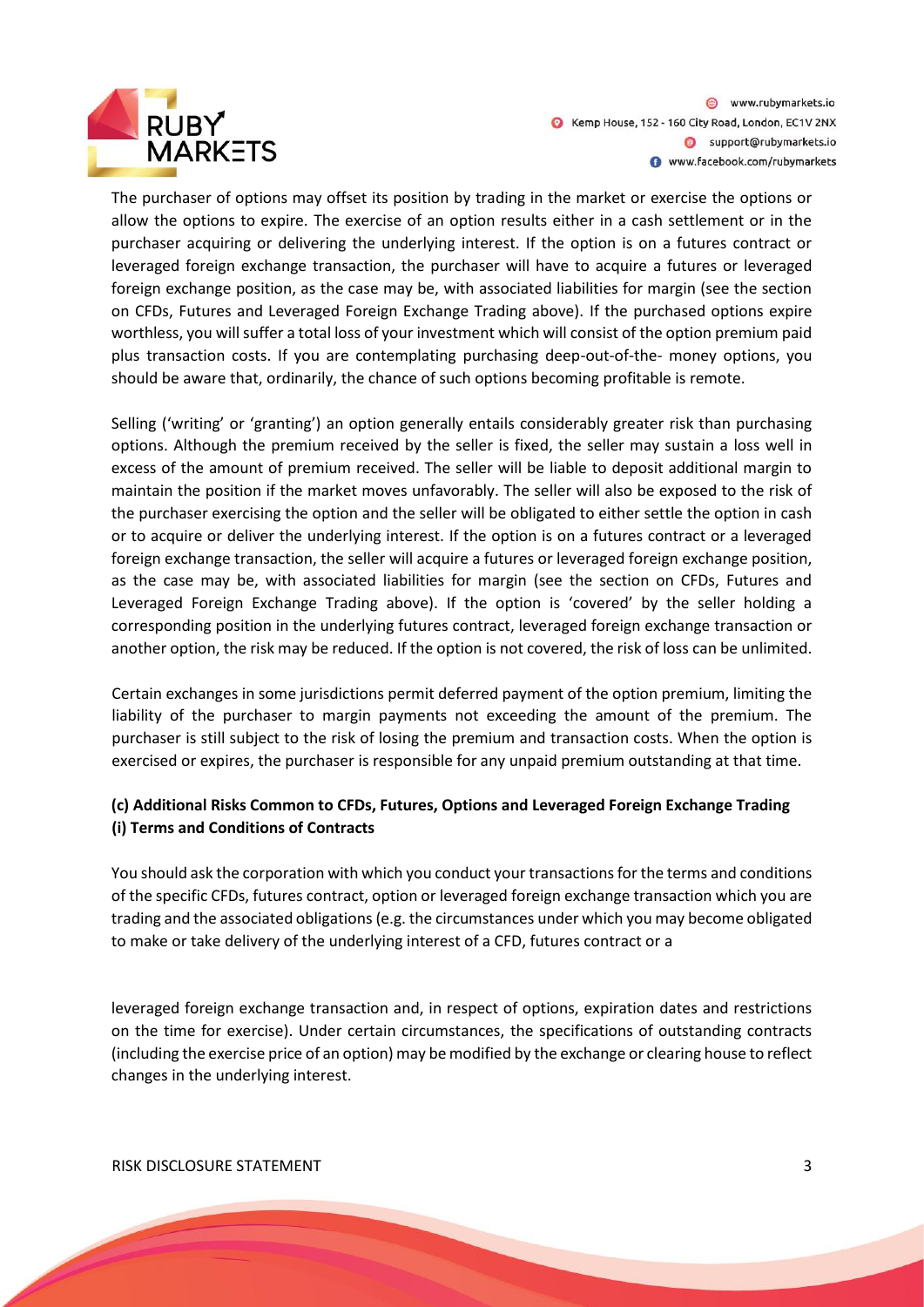The purchaser of options may offset its position by trading in the market or exercise the options or allow the options to expire. The exercise of an option results either in a cash settlement or in the purchaser acquiring or delivering the underlying interest. If the option is on a futures contract or leveraged foreign exchange transaction, the purchaser will have to acquire a futures or leveraged foreign exchange position, as the case may be, with associated liabilities for margin (see the section on CFDs, Futures and Leveraged Foreign Exchange Trading above). If the purchased options expire worthless, you will suffer a total loss of your investment which will consist of the option premium paid plus transaction costs. If you are contemplating purchasing deep-out-of-the- money options, you should be aware that, ordinarily, the chance of such options becoming profitable is remote.

Selling ('writing' or 'granting') an option generally entails considerably greater risk than purchasing options. Although the premium received by the seller is fixed, the seller may sustain a loss well in excess of the amount of premium received. The seller will be liable to deposit additional margin to maintain the position if the market moves unfavorably. The seller will also be exposed to the risk of the purchaser exercising the option and the seller will be obligated to either settle the option in cash or to acquire or deliver the underlying interest. If the option is on a futures contract or a leveraged foreign exchange transaction, the seller will acquire a futures or leveraged foreign exchange position, as the case may be, with associated liabilities for margin (see the section on CFDs, Futures and Leveraged Foreign Exchange Trading above). If the option is 'covered' by the seller holding a corresponding position in the underlying futures contract, leveraged foreign exchange transaction or another option, the risk may be reduced. If the option is not covered, the risk of loss can be unlimited.

Certain exchanges in some jurisdictions permit deferred payment of the option premium, limiting the liability of the purchaser to margin payments not exceeding the amount of the premium. The purchaser is still subject to the risk of losing the premium and transaction costs. When the option is exercised or expires, the purchaser is responsible for any unpaid premium outstanding at that time.

**(c) Additional Risks Common to CFDs, Futures, Options and Leveraged Foreign Exchange Trading**
**(i) Terms and Conditions of Contracts**

You should ask the corporation with which you conduct your transactions for the terms and conditions of the specific CFDs, futures contract, option or leveraged foreign exchange transaction which you are trading and the associated obligations (e.g. the circumstances under which you may become obligated to make or take delivery of the underlying interest of a CFD, futures contract or a leveraged foreign exchange transaction and, in respect of options, expiration dates and restrictions on the time for exercise). Under certain circumstances, the specifications of outstanding contracts (including the exercise price of an option) may be modified by the exchange or clearing house to reflect changes in the underlying interest.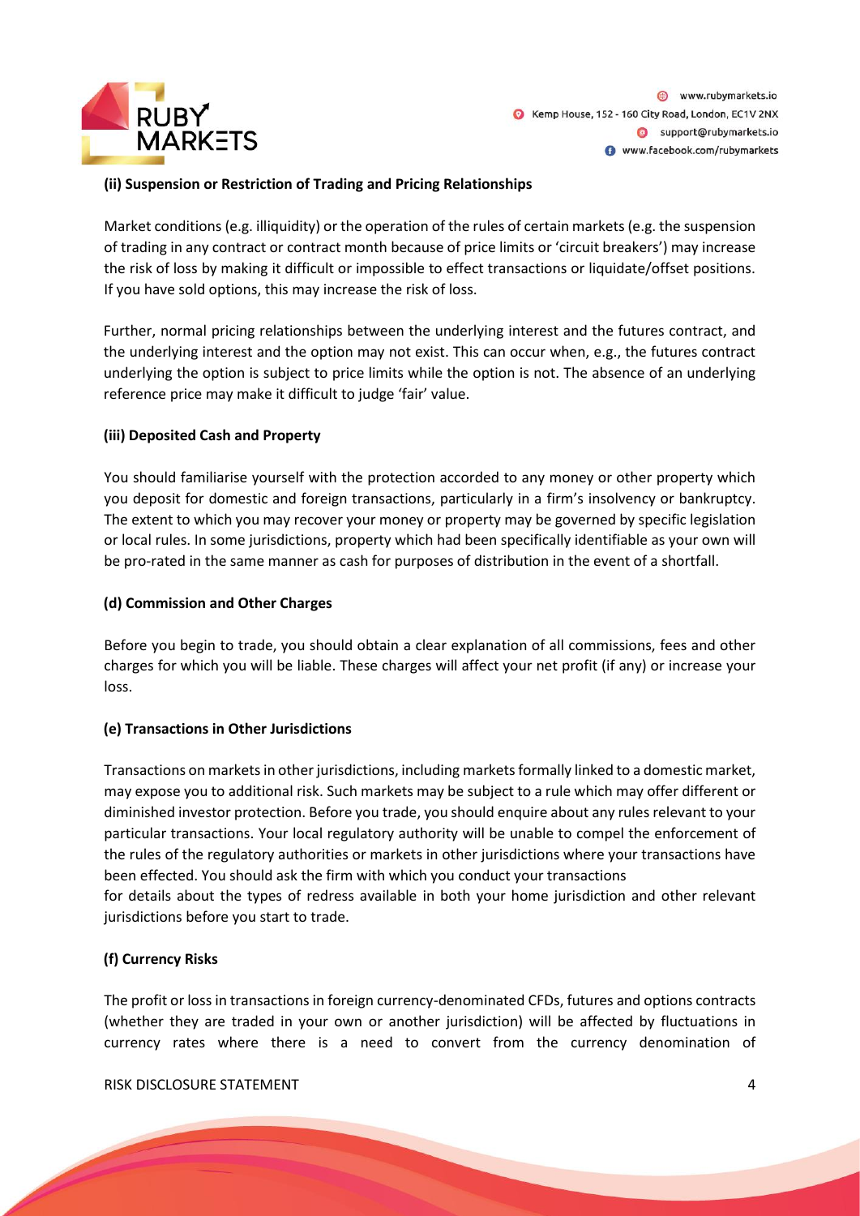**(ii) Suspension or Restriction of Trading and Pricing Relationships**

Market conditions (e.g. illiquidity) or the operation of the rules of certain markets (e.g. the suspension of trading in any contract or contract month because of price limits or 'circuit breakers') may increase the risk of loss by making it difficult or impossible to effect transactions or liquidate/offset positions. If you have sold options, this may increase the risk of loss.

Further, normal pricing relationships between the underlying interest and the futures contract, and the underlying interest and the option may not exist. This can occur when, e.g., the futures contract underlying the option is subject to price limits while the option is not. The absence of an underlying reference price may make it difficult to judge 'fair' value.

**(iii) Deposited Cash and Property**

You should familiarise yourself with the protection accorded to any money or other property which you deposit for domestic and foreign transactions, particularly in a firm's insolvency or bankruptcy. The extent to which you may recover your money or property may be governed by specific legislation or local rules. In some jurisdictions, property which had been specifically identifiable as your own will be pro-rated in the same manner as cash for purposes of distribution in the event of a shortfall.

**(d) Commission and Other Charges**

Before you begin to trade, you should obtain a clear explanation of all commissions, fees and other charges for which you will be liable. These charges will affect your net profit (if any) or increase your loss.

**(e) Transactions in Other Jurisdictions**

Transactions on markets in other jurisdictions, including markets formally linked to a domestic market, may expose you to additional risk. Such markets may be subject to a rule which may offer different or diminished investor protection. Before you trade, you should enquire about any rules relevant to your particular transactions. Your local regulatory authority will be unable to compel the enforcement of the rules of the regulatory authorities or markets in other jurisdictions where your transactions have been effected. You should ask the firm with which you conduct your transactions for details about the types of redress available in both your home jurisdiction and other relevant jurisdictions before you start to trade.

**(f) Currency Risks**

The profit or loss in transactions in foreign currency-denominated CFDs, futures and options contracts (whether they are traded in your own or another jurisdiction) will be affected by fluctuations in currency rates where there is a need to convert from the currency denomination of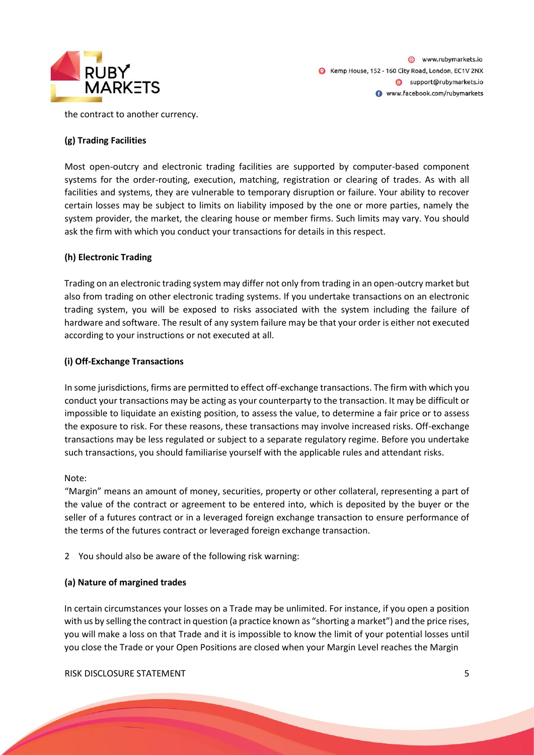the contract to another currency.

**(g) Trading Facilities**

Most open-outcry and electronic trading facilities are supported by computer-based component systems for the order-routing, execution, matching, registration or clearing of trades. As with all facilities and systems, they are vulnerable to temporary disruption or failure. Your ability to recover certain losses may be subject to limits on liability imposed by the one or more parties, namely the system provider, the market, the clearing house or member firms. Such limits may vary. You should ask the firm with which you conduct your transactions for details in this respect.

**(h) Electronic Trading**

Trading on an electronic trading system may differ not only from trading in an open-outcry market but also from trading on other electronic trading systems. If you undertake transactions on an electronic trading system, you will be exposed to risks associated with the system including the failure of hardware and software. The result of any system failure may be that your order is either not executed according to your instructions or not executed at all.

**(i) Off-Exchange Transactions**

In some jurisdictions, firms are permitted to effect off-exchange transactions. The firm with which you conduct your transactions may be acting as your counterparty to the transaction. It may be difficult or impossible to liquidate an existing position, to assess the value, to determine a fair price or to assess the exposure to risk. For these reasons, these transactions may involve increased risks. Off-exchange transactions may be less regulated or subject to a separate regulatory regime. Before you undertake such transactions, you should familiarise yourself with the applicable rules and attendant risks.

Note:
"Margin" means an amount of money, securities, property or other collateral, representing a part of the value of the contract or agreement to be entered into, which is deposited by the buyer or the seller of a futures contract or in a leveraged foreign exchange transaction to ensure performance of the terms of the futures contract or leveraged foreign exchange transaction.

2 You should also be aware of the following risk warning:

**(a) Nature of margined trades**

In certain circumstances your losses on a Trade may be unlimited. For instance, if you open a position with us by selling the contract in question (a practice known as "shorting a market") and the price rises, you will make a loss on that Trade and it is impossible to know the limit of your potential losses until you close the Trade or your Open Positions are closed when your Margin Level reaches the Margin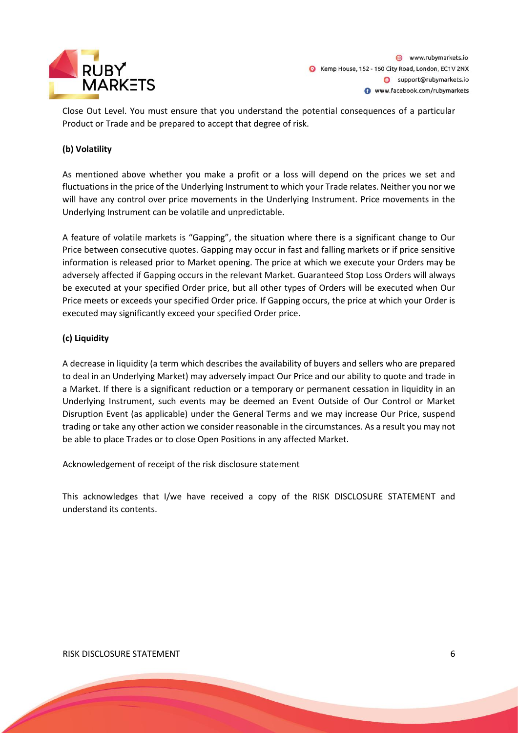Close Out Level. You must ensure that you understand the potential consequences of a particular Product or Trade and be prepared to accept that degree of risk.

**(b) Volatility**

As mentioned above whether you make a profit or a loss will depend on the prices we set and fluctuations in the price of the Underlying Instrument to which your Trade relates. Neither you nor we will have any control over price movements in the Underlying Instrument. Price movements in the Underlying Instrument can be volatile and unpredictable.

A feature of volatile markets is "Gapping", the situation where there is a significant change to Our Price between consecutive quotes. Gapping may occur in fast and falling markets or if price sensitive information is released prior to Market opening. The price at which we execute your Orders may be adversely affected if Gapping occurs in the relevant Market. Guaranteed Stop Loss Orders will always be executed at your specified Order price, but all other types of Orders will be executed when Our Price meets or exceeds your specified Order price. If Gapping occurs, the price at which your Order is executed may significantly exceed your specified Order price.

**(c) Liquidity**

A decrease in liquidity (a term which describes the availability of buyers and sellers who are prepared to deal in an Underlying Market) may adversely impact Our Price and our ability to quote and trade in a Market. If there is a significant reduction or a temporary or permanent cessation in liquidity in an Underlying Instrument, such events may be deemed an Event Outside of Our Control or Market Disruption Event (as applicable) under the General Terms and we may increase Our Price, suspend trading or take any other action we consider reasonable in the circumstances. As a result you may not be able to place Trades or to close Open Positions in any affected Market.

Acknowledgement of receipt of the risk disclosure statement

This acknowledges that I/we have received a copy of the RISK DISCLOSURE STATEMENT and understand its contents.